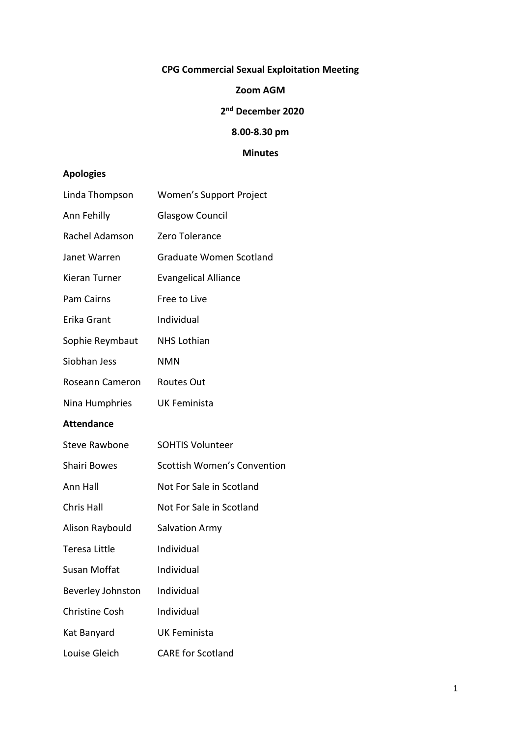**CPG Commercial Sexual Exploitation Meeting**

**Zoom AGM**

**2nd December 2020**

**8.00-8.30 pm**

**Minutes**

## Apologies

| | |
|---|---|
| Linda Thompson | Women's Support Project |
| Ann Fehilly | Glasgow Council |
| Rachel Adamson | Zero Tolerance |
| Janet Warren | Graduate Women Scotland |
| Kieran Turner | Evangelical Alliance |
| Pam Cairns | Free to Live |
| Erika Grant | Individual |
| Sophie Reymbaut | NHS Lothian |
| Siobhan Jess | NMN |
| Roseann Cameron | Routes Out |
| Nina Humphries | UK Feminista |

## Attendance

| | |
|---|---|
| Steve Rawbone | SOHTIS Volunteer |
| Shairi Bowes | Scottish Women's Convention |
| Ann Hall | Not For Sale in Scotland |
| Chris Hall | Not For Sale in Scotland |
| Alison Raybould | Salvation Army |
| Teresa Little | Individual |
| Susan Moffat | Individual |
| Beverley Johnston | Individual |
| Christine Cosh | Individual |
| Kat Banyard | UK Feminista |
| Louise Gleich | CARE for Scotland |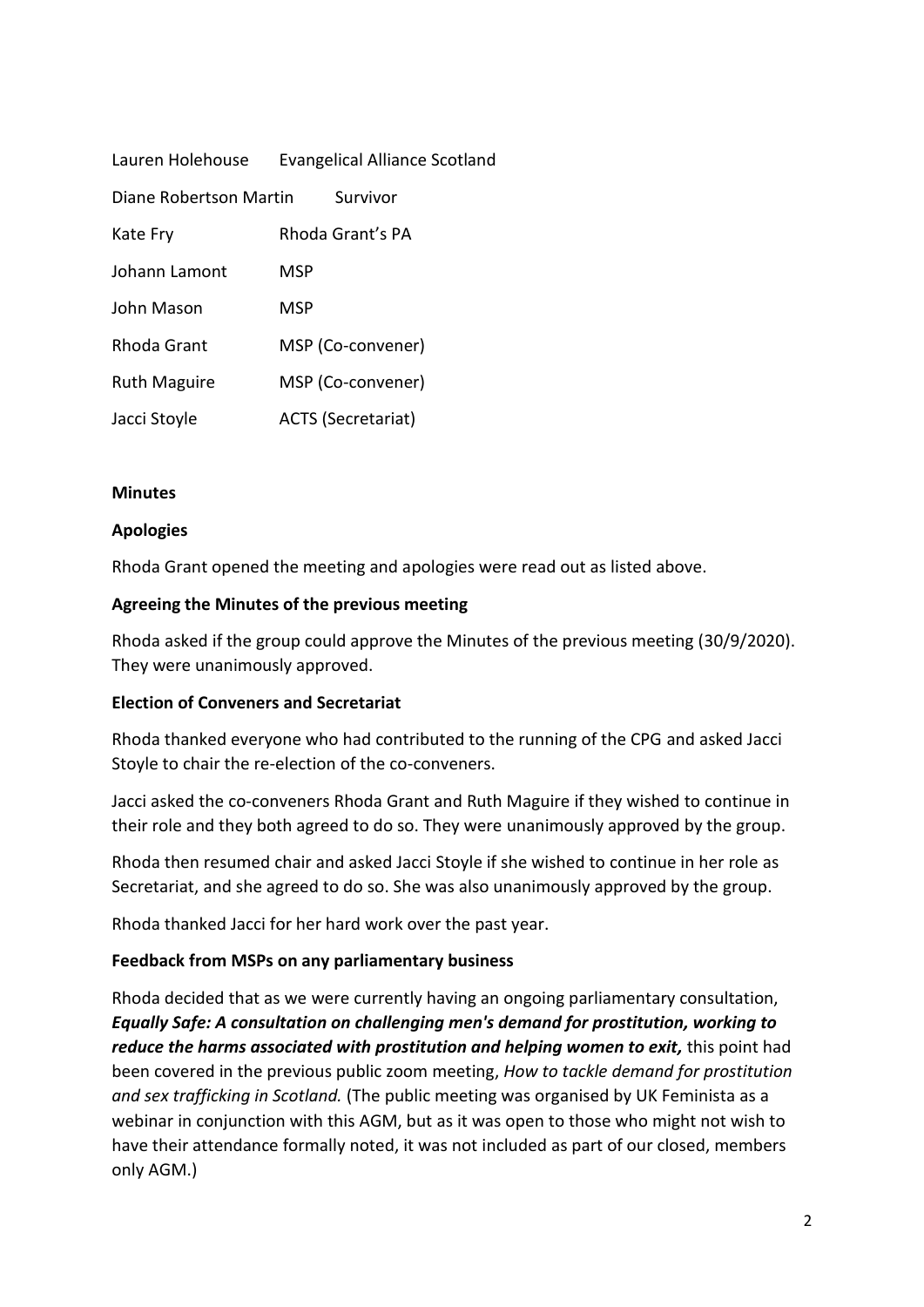| | |
|---|---|
| Lauren Holehouse | Evangelical Alliance Scotland |
| Diane Robertson Martin | Survivor |
| Kate Fry | Rhoda Grant's PA |
| Johann Lamont | MSP |
| John Mason | MSP |
| Rhoda Grant | MSP (Co-convener) |
| Ruth Maguire | MSP (Co-convener) |
| Jacci Stoyle | ACTS (Secretariat) |

**Minutes**

**Apologies**

Rhoda Grant opened the meeting and apologies were read out as listed above.

**Agreeing the Minutes of the previous meeting**

Rhoda asked if the group could approve the Minutes of the previous meeting (30/9/2020). They were unanimously approved.

**Election of Conveners and Secretariat**

Rhoda thanked everyone who had contributed to the running of the CPG and asked Jacci Stoyle to chair the re-election of the co-conveners.

Jacci asked the co-conveners Rhoda Grant and Ruth Maguire if they wished to continue in their role and they both agreed to do so. They were unanimously approved by the group.

Rhoda then resumed chair and asked Jacci Stoyle if she wished to continue in her role as Secretariat, and she agreed to do so. She was also unanimously approved by the group.

Rhoda thanked Jacci for her hard work over the past year.

**Feedback from MSPs on any parliamentary business**

Rhoda decided that as we were currently having an ongoing parliamentary consultation, ***Equally Safe: A consultation on challenging men's demand for prostitution, working to reduce the harms associated with prostitution and helping women to exit,*** this point had been covered in the previous public zoom meeting, *How to tackle demand for prostitution and sex trafficking in Scotland.* (The public meeting was organised by UK Feminista as a webinar in conjunction with this AGM, but as it was open to those who might not wish to have their attendance formally noted, it was not included as part of our closed, members only AGM.)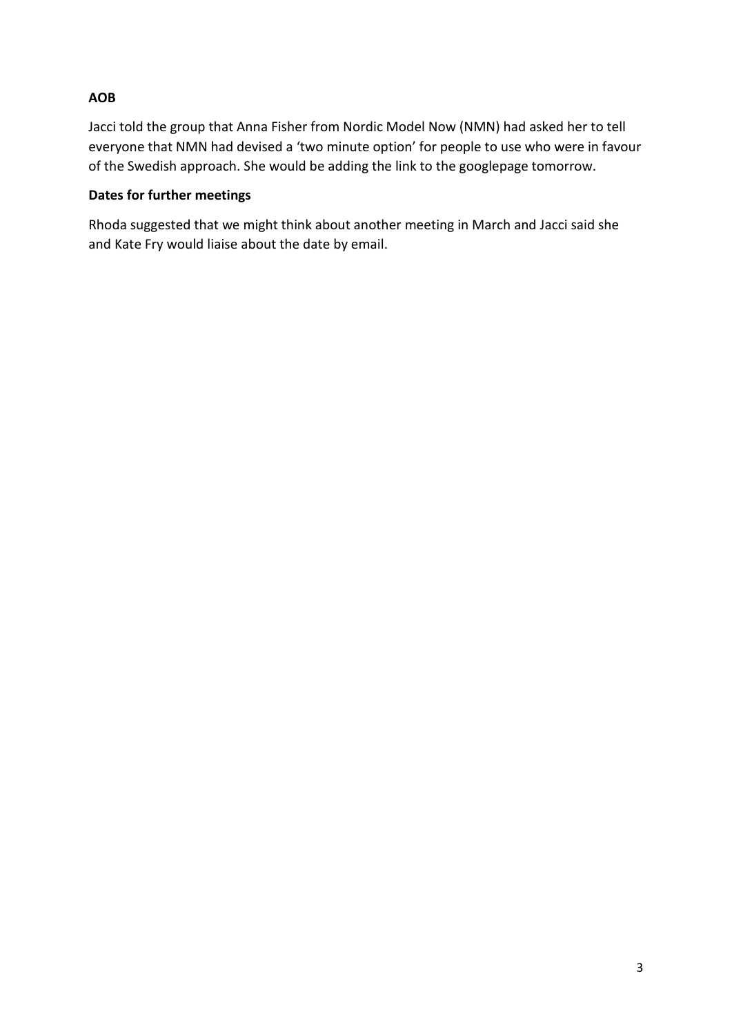**AOB**

Jacci told the group that Anna Fisher from Nordic Model Now (NMN) had asked her to tell everyone that NMN had devised a 'two minute option' for people to use who were in favour of the Swedish approach. She would be adding the link to the googlepage tomorrow.

**Dates for further meetings**

Rhoda suggested that we might think about another meeting in March and Jacci said she and Kate Fry would liaise about the date by email.